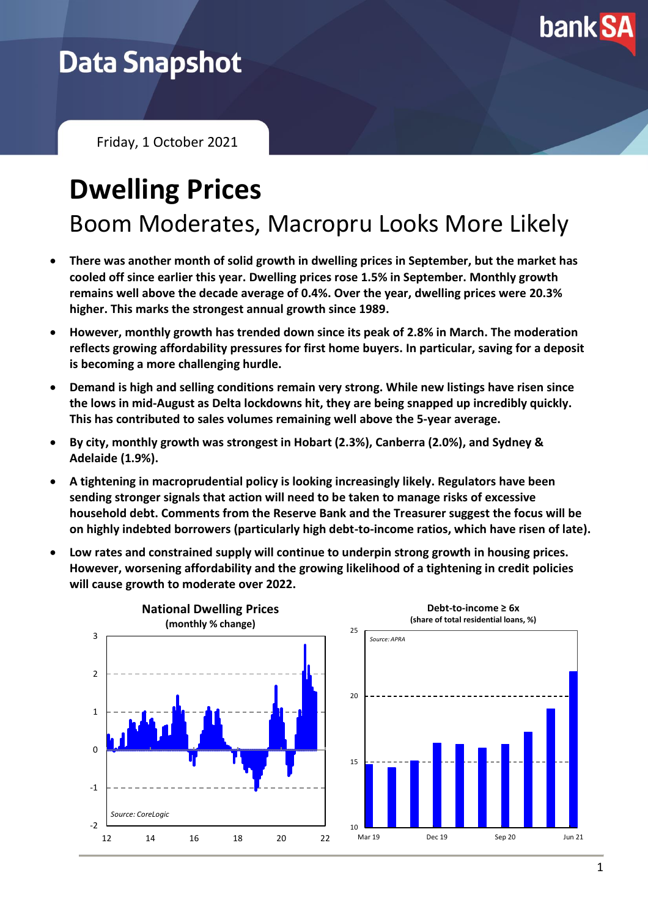# Data Snapshot

Friday, 1 October 2021

# Dwelling Prices

## Boom Moderates, Macropru Looks More Likely

- **There was another month of solid growth in dwelling prices in September, but the market has cooled off since earlier this year. Dwelling prices rose 1.5% in September. Monthly growth remains well above the decade average of 0.4%. Over the year, dwelling prices were 20.3% higher. This marks the strongest annual growth since 1989.**
- **However, monthly growth has trended down since its peak of 2.8% in March. The moderation reflects growing affordability pressures for first home buyers. In particular, saving for a deposit is becoming a more challenging hurdle.**
- **Demand is high and selling conditions remain very strong. While new listings have risen since the lows in mid-August as Delta lockdowns hit, they are being snapped up incredibly quickly. This has contributed to sales volumes remaining well above the 5-year average.**
- **By city, monthly growth was strongest in Hobart (2.3%), Canberra (2.0%), and Sydney & Adelaide (1.9%).**
- **A tightening in macroprudential policy is looking increasingly likely. Regulators have been sending stronger signals that action will need to be taken to manage risks of excessive household debt. Comments from the Reserve Bank and the Treasurer suggest the focus will be on highly indebted borrowers (particularly high debt-to-income ratios, which have risen of late).**
- **Low rates and constrained supply will continue to underpin strong growth in housing prices. However, worsening affordability and the growing likelihood of a tightening in credit policies will cause growth to moderate over 2022.**

**National Dwelling Prices (monthly % change)**

Source: CoreLogic

**Debt-to-income ≥ 6x (share of total residential loans, %)**

Source: APRA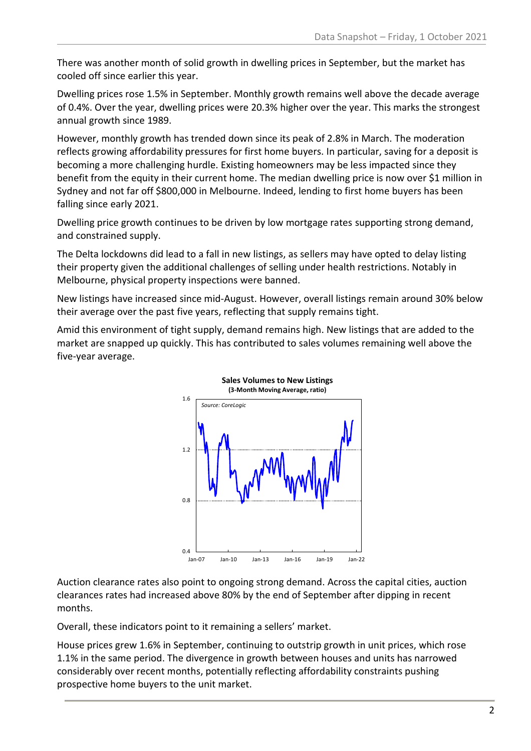There was another month of solid growth in dwelling prices in September, but the market has cooled off since earlier this year.

Dwelling prices rose 1.5% in September. Monthly growth remains well above the decade average of 0.4%. Over the year, dwelling prices were 20.3% higher over the year. This marks the strongest annual growth since 1989.

However, monthly growth has trended down since its peak of 2.8% in March. The moderation reflects growing affordability pressures for first home buyers. In particular, saving for a deposit is becoming a more challenging hurdle. Existing homeowners may be less impacted since they benefit from the equity in their current home. The median dwelling price is now over $1 million in Sydney and not far off $800,000 in Melbourne. Indeed, lending to first home buyers has been falling since early 2021.

Dwelling price growth continues to be driven by low mortgage rates supporting strong demand, and constrained supply.

The Delta lockdowns did lead to a fall in new listings, as sellers may have opted to delay listing their property given the additional challenges of selling under health restrictions. Notably in Melbourne, physical property inspections were banned.

New listings have increased since mid-August. However, overall listings remain around 30% below their average over the past five years, reflecting that supply remains tight.

Amid this environment of tight supply, demand remains high. New listings that are added to the market are snapped up quickly. This has contributed to sales volumes remaining well above the five-year average.

**Sales Volumes to New Listings**
**(3-Month Moving Average, ratio)**

*Source: CoreLogic*

Auction clearance rates also point to ongoing strong demand. Across the capital cities, auction clearances rates had increased above 80% by the end of September after dipping in recent months.

Overall, these indicators point to it remaining a sellers' market.

House prices grew 1.6% in September, continuing to outstrip growth in unit prices, which rose 1.1% in the same period. The divergence in growth between houses and units has narrowed considerably over recent months, potentially reflecting affordability constraints pushing prospective home buyers to the unit market.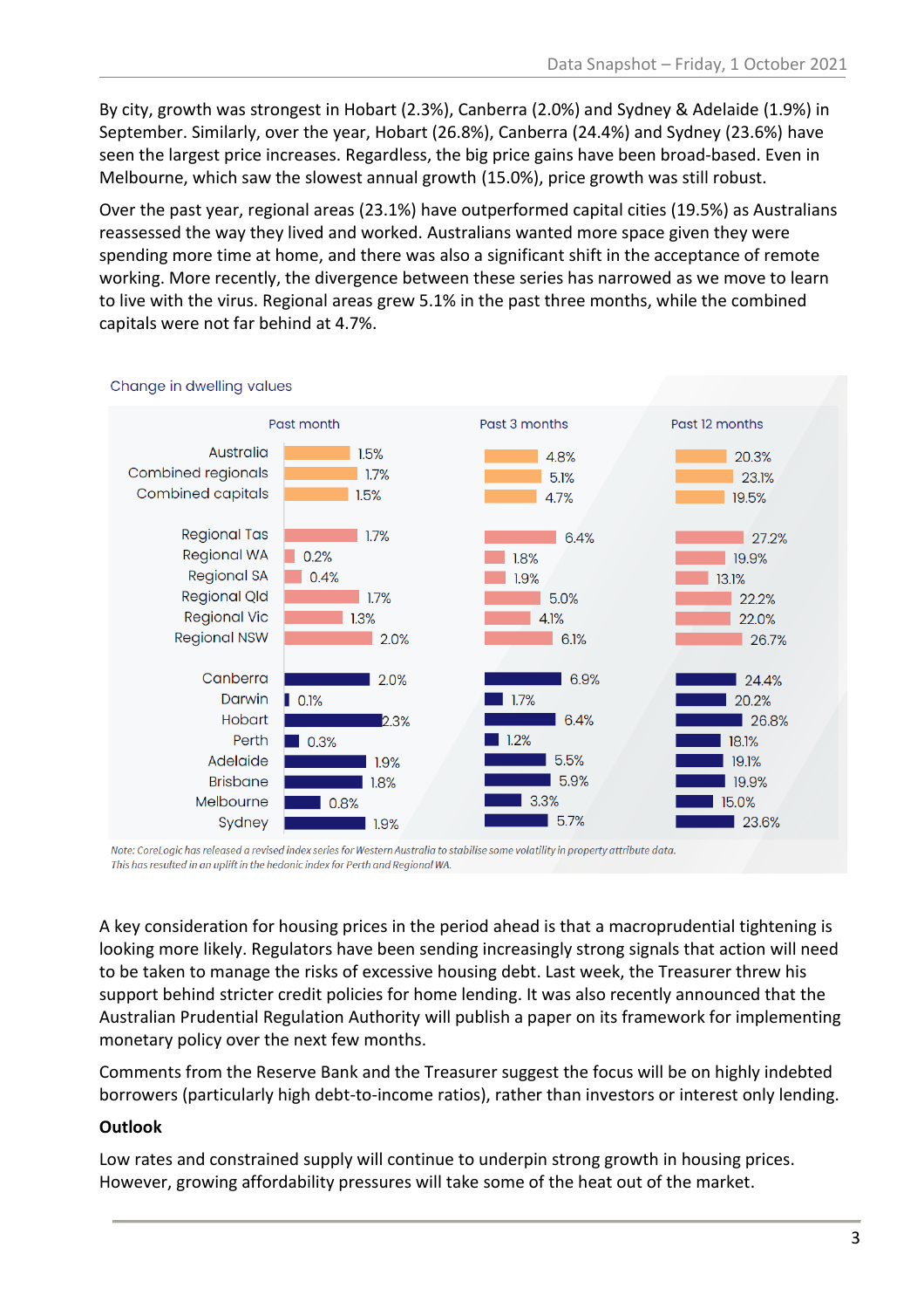By city, growth was strongest in Hobart (2.3%), Canberra (2.0%) and Sydney & Adelaide (1.9%) in September. Similarly, over the year, Hobart (26.8%), Canberra (24.4%) and Sydney (23.6%) have seen the largest price increases. Regardless, the big price gains have been broad-based. Even in Melbourne, which saw the slowest annual growth (15.0%), price growth was still robust.

Over the past year, regional areas (23.1%) have outperformed capital cities (19.5%) as Australians reassessed the way they lived and worked. Australians wanted more space given they were spending more time at home, and there was also a significant shift in the acceptance of remote working. More recently, the divergence between these series has narrowed as we move to learn to live with the virus. Regional areas grew 5.1% in the past three months, while the combined capitals were not far behind at 4.7%.

Change in dwelling values

| | Past month | Past 3 months | Past 12 months |
|---|---|---|---|
| Australia | 1.5% | 4.8% | 20.3% |
| Combined regionals | 1.7% | 5.1% | 23.1% |
| Combined capitals | 1.5% | 4.7% | 19.5% |
| Regional Tas | 1.7% | 6.4% | 27.2% |
| Regional WA | 0.2% | 1.8% | 19.9% |
| Regional SA | 0.4% | 1.9% | 13.1% |
| Regional Qld | 1.7% | 5.0% | 22.2% |
| Regional Vic | 1.3% | 4.1% | 22.0% |
| Regional NSW | 2.0% | 6.1% | 26.7% |
| Canberra | 2.0% | 6.9% | 24.4% |
| Darwin | 0.1% | 1.7% | 20.2% |
| Hobart | 2.3% | 6.4% | 26.8% |
| Perth | 0.3% | 1.2% | 18.1% |
| Adelaide | 1.9% | 5.5% | 19.1% |
| Brisbane | 1.8% | 5.9% | 19.9% |
| Melbourne | 0.8% | 3.3% | 15.0% |
| Sydney | 1.9% | 5.7% | 23.6% |

*Note: CoreLogic has released a revised index series for Western Australia to stabilise some volatility in property attribute data. This has resulted in an uplift in the hedonic index for Perth and Regional WA.*

A key consideration for housing prices in the period ahead is that a macroprudential tightening is looking more likely. Regulators have been sending increasingly strong signals that action will need to be taken to manage the risks of excessive housing debt. Last week, the Treasurer threw his support behind stricter credit policies for home lending. It was also recently announced that the Australian Prudential Regulation Authority will publish a paper on its framework for implementing monetary policy over the next few months.

Comments from the Reserve Bank and the Treasurer suggest the focus will be on highly indebted borrowers (particularly high debt-to-income ratios), rather than investors or interest only lending.

**Outlook**

Low rates and constrained supply will continue to underpin strong growth in housing prices. However, growing affordability pressures will take some of the heat out of the market.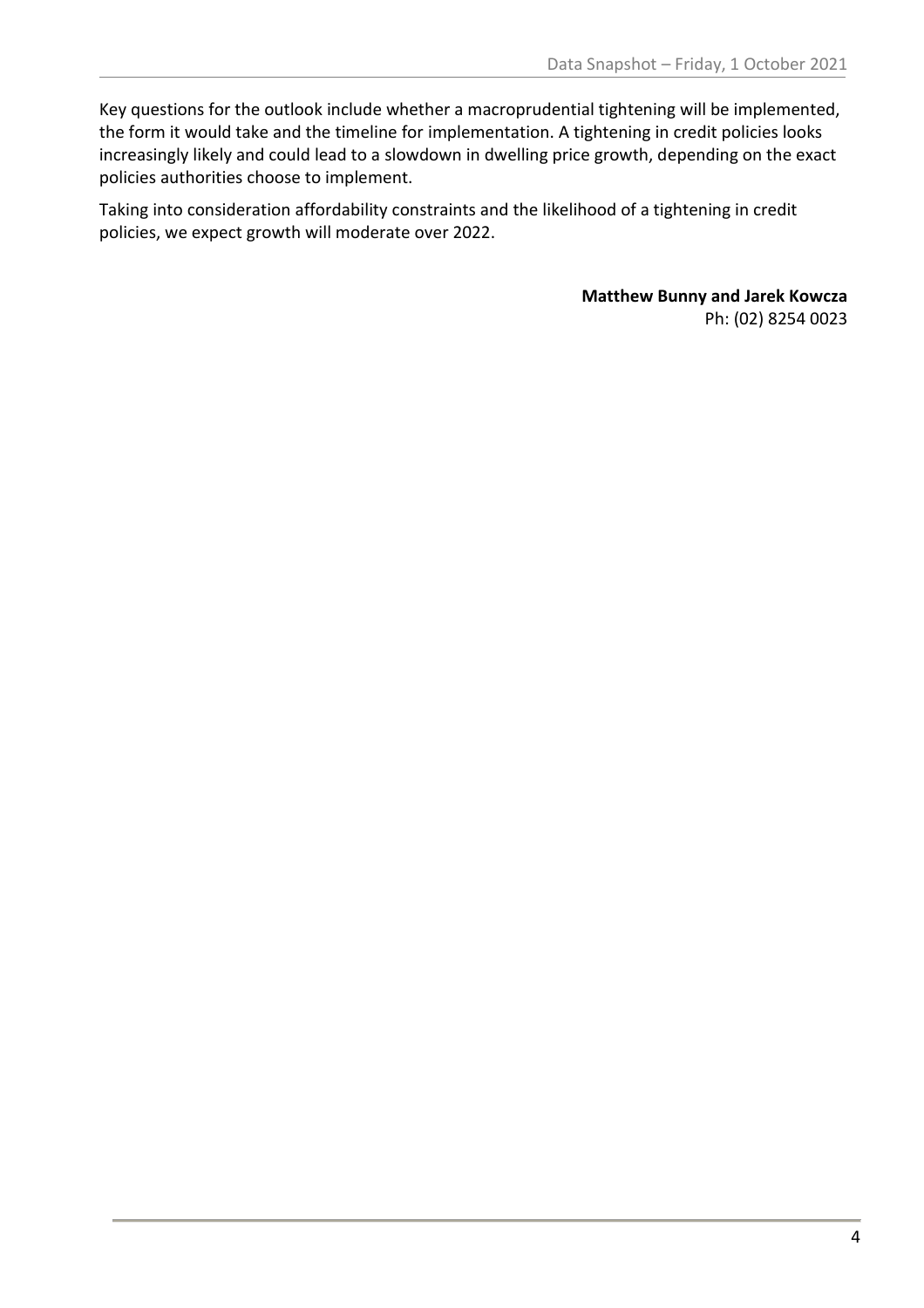Key questions for the outlook include whether a macroprudential tightening will be implemented, the form it would take and the timeline for implementation. A tightening in credit policies looks increasingly likely and could lead to a slowdown in dwelling price growth, depending on the exact policies authorities choose to implement.

Taking into consideration affordability constraints and the likelihood of a tightening in credit policies, we expect growth will moderate over 2022.

**Matthew Bunny and Jarek Kowcza**
Ph: (02) 8254 0023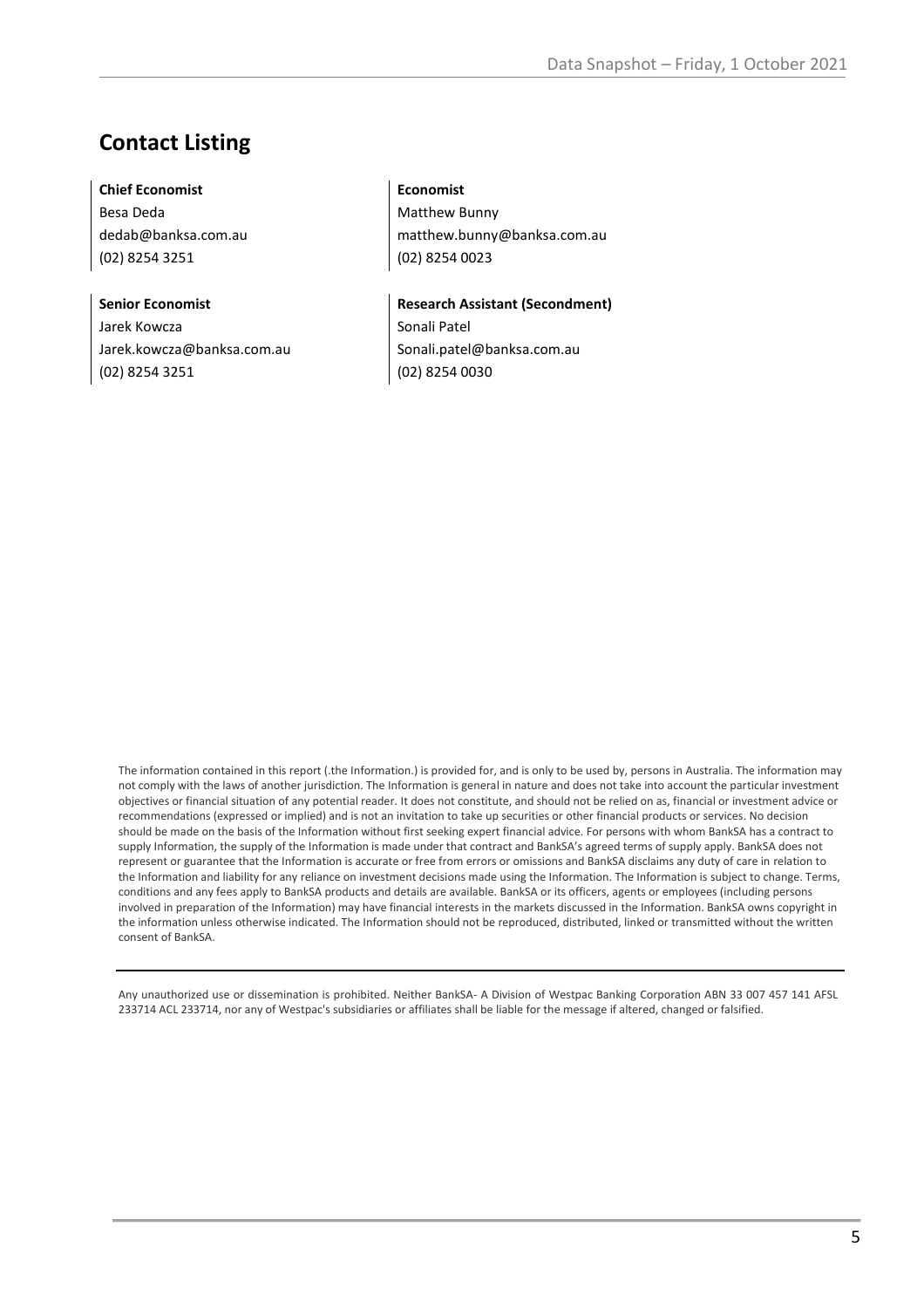## Contact Listing

**Chief Economist**
Besa Deda
dedab@banksa.com.au
(02) 8254 3251

**Senior Economist**
Jarek Kowcza
Jarek.kowcza@banksa.com.au
(02) 8254 3251

**Economist**
Matthew Bunny
matthew.bunny@banksa.com.au
(02) 8254 0023

**Research Assistant (Secondment)**
Sonali Patel
Sonali.patel@banksa.com.au
(02) 8254 0030

The information contained in this report (.the Information.) is provided for, and is only to be used by, persons in Australia. The information may not comply with the laws of another jurisdiction. The Information is general in nature and does not take into account the particular investment objectives or financial situation of any potential reader. It does not constitute, and should not be relied on as, financial or investment advice or recommendations (expressed or implied) and is not an invitation to take up securities or other financial products or services. No decision should be made on the basis of the Information without first seeking expert financial advice. For persons with whom BankSA has a contract to supply Information, the supply of the Information is made under that contract and BankSA's agreed terms of supply apply. BankSA does not represent or guarantee that the Information is accurate or free from errors or omissions and BankSA disclaims any duty of care in relation to the Information and liability for any reliance on investment decisions made using the Information. The Information is subject to change. Terms, conditions and any fees apply to BankSA products and details are available. BankSA or its officers, agents or employees (including persons involved in preparation of the Information) may have financial interests in the markets discussed in the Information. BankSA owns copyright in the information unless otherwise indicated. The Information should not be reproduced, distributed, linked or transmitted without the written consent of BankSA.

Any unauthorized use or dissemination is prohibited. Neither BankSA- A Division of Westpac Banking Corporation ABN 33 007 457 141 AFSL 233714 ACL 233714, nor any of Westpac's subsidiaries or affiliates shall be liable for the message if altered, changed or falsified.